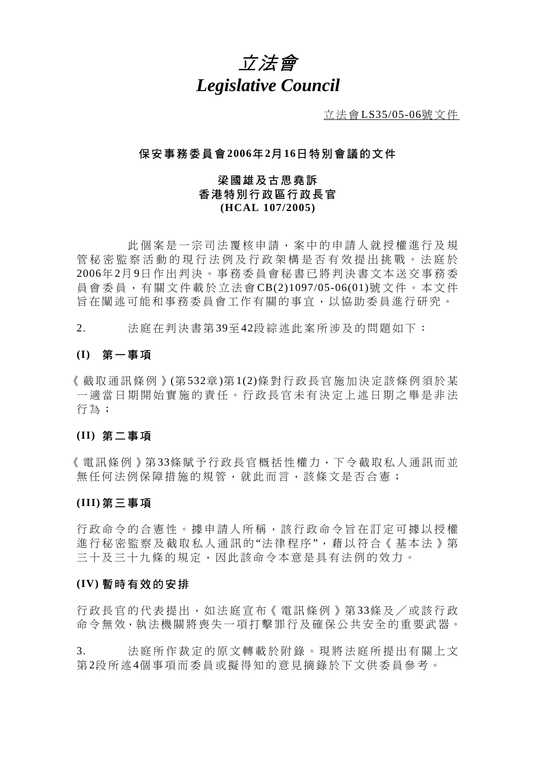# *立法會*
# *Legislative Council*

立法會LS35/05-06號文件

**保安事務委員會2006年2月16日特別會議的文件**

**梁國雄及古思堯訴**
**香港特別行政區行政長官**
**(HCAL 107/2005)**

此個案是一宗司法覆核申請，案中的申請人就授權進行及規管秘密監察活動的現行法例及行政架構是否有效提出挑戰。法庭於2006年2月9日作出判決。事務委員會秘書已將判決書文本送交事務委員會委員，有關文件載於立法會CB(2)1097/05-06(01)號文件。本文件旨在闡述可能和事務委員會工作有關的事宜，以協助委員進行研究。

2. 法庭在判決書第39至42段綜述此案所涉及的問題如下：

**(I) 第一事項**

《截取通訊條例》(第532章)第1(2)條對行政長官施加決定該條例須於某一適當日期開始實施的責任。行政長官未有決定上述日期之舉是非法行為；

**(II) 第二事項**

《電訊條例》第33條賦予行政長官概括性權力，下令截取私人通訊而並無任何法例保障措施的規管，就此而言，該條文是否合憲；

**(III) 第三事項**

行政命令的合憲性。據申請人所稱，該行政命令旨在訂定可據以授權進行秘密監察及截取私人通訊的"法律程序"，藉以符合《基本法》第三十及三十九條的規定，因此該命令本意是具有法例的效力。

**(IV) 暫時有效的安排**

行政長官的代表提出，如法庭宣布《電訊條例》第33條及／或該行政命令無效，執法機關將喪失一項打擊罪行及確保公共安全的重要武器。

3. 法庭所作裁定的原文轉載於附錄。現將法庭所提出有關上文第2段所述4個事項而委員或擬得知的意見摘錄於下文供委員參考。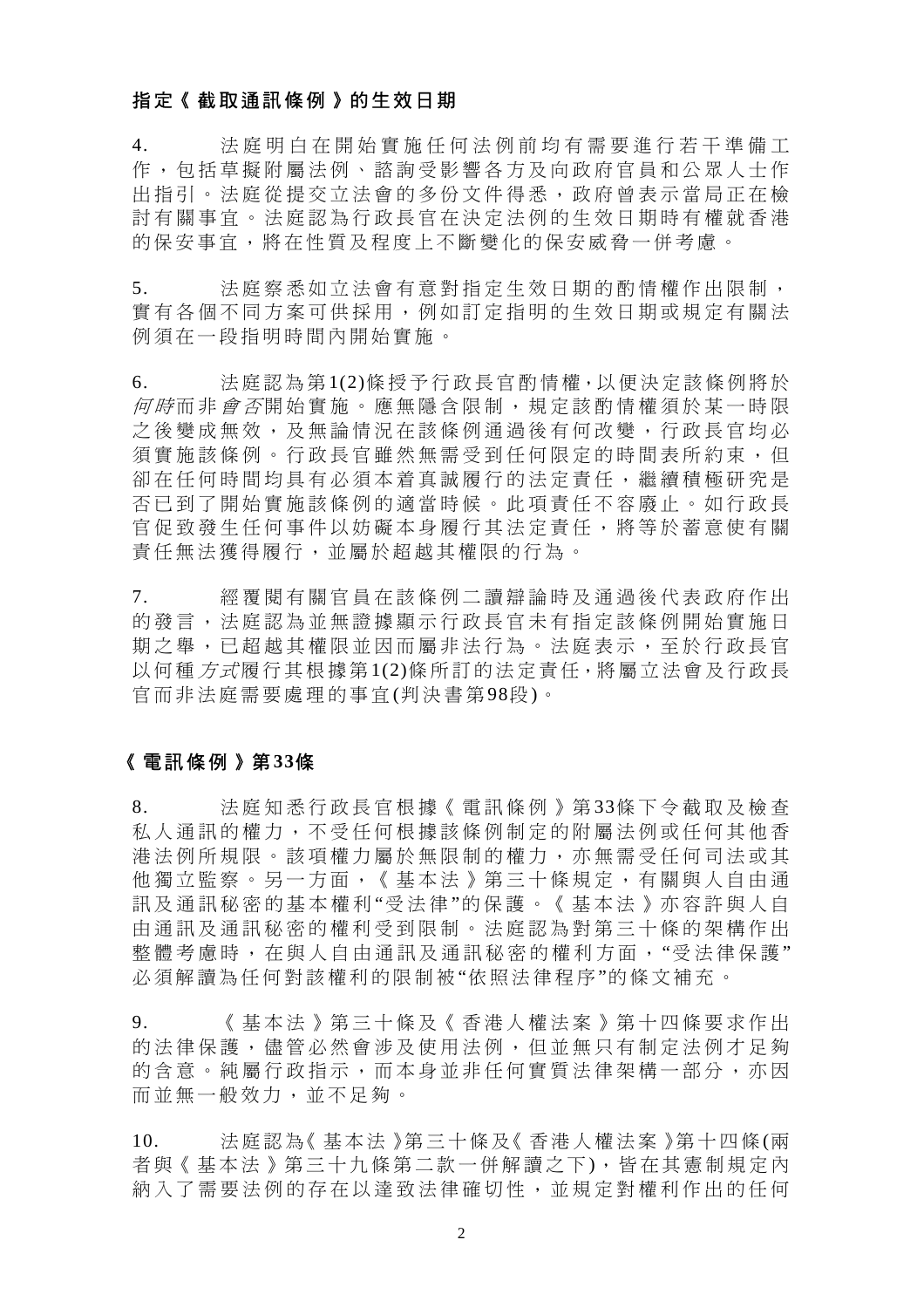**指定《截取通訊條例》的生效日期**

4. 法庭明白在開始實施任何法例前均有需要進行若干準備工作，包括草擬附屬法例、諮詢受影響各方及向政府官員和公眾人士作出指引。法庭從提交立法會的多份文件得悉，政府曾表示當局正在檢討有關事宜。法庭認為行政長官在決定法例的生效日期時有權就香港的保安事宜，將在性質及程度上不斷變化的保安威脅一併考慮。

5. 法庭察悉如立法會有意對指定生效日期的酌情權作出限制，實有各個不同方案可供採用，例如訂定指明的生效日期或規定有關法例須在一段指明時間內開始實施。

6. 法庭認為第1(2)條授予行政長官酌情權，以便決定該條例將於*何時*而非*會否*開始實施。應無隱含限制，規定該酌情權須於某一時限之後變成無效，及無論情況在該條例通過後有何改變，行政長官均必須實施該條例。行政長官雖然無需受到任何限定的時間表所約束，但卻在任何時間均具有必須本着真誠履行的法定責任，繼續積極研究是否已到了開始實施該條例的適當時候。此項責任不容廢止。如行政長官促致發生任何事件以妨礙本身履行其法定責任，將等於蓄意使有關責任無法獲得履行，並屬於超越其權限的行為。

7. 經覆閱有關官員在該條例二讀辯論時及通過後代表政府作出的發言，法庭認為並無證據顯示行政長官未有指定該條例開始實施日期之舉，已超越其權限並因而屬非法行為。法庭表示，至於行政長官以何種*方式*履行其根據第1(2)條所訂的法定責任，將屬立法會及行政長官而非法庭需要處理的事宜(判決書第98段)。

**《電訊條例》第33條**

8. 法庭知悉行政長官根據《電訊條例》第33條下令截取及檢查私人通訊的權力，不受任何根據該條例制定的附屬法例或任何其他香港法例所規限。該項權力屬於無限制的權力，亦無需受任何司法或其他獨立監察。另一方面，《基本法》第三十條規定，有關與人自由通訊及通訊秘密的基本權利"受法律"的保護。《基本法》亦容許與人自由通訊及通訊秘密的權利受到限制。法庭認為對第三十條的架構作出整體考慮時，在與人自由通訊及通訊秘密的權利方面，"受法律保護"必須解讀為任何對該權利的限制被"依照法律程序"的條文補充。

9. 《基本法》第三十條及《香港人權法案》第十四條要求作出的法律保護，儘管必然會涉及使用法例，但並無只有制定法例才足夠的含意。純屬行政指示，而本身並非任何實質法律架構一部分，亦因而並無一般效力，並不足夠。

10. 法庭認為《基本法》第三十條及《香港人權法案》第十四條(兩者與《基本法》第三十九條第二款一併解讀之下)，皆在其憲制規定內納入了需要法例的存在以達致法律確切性，並規定對權利作出的任何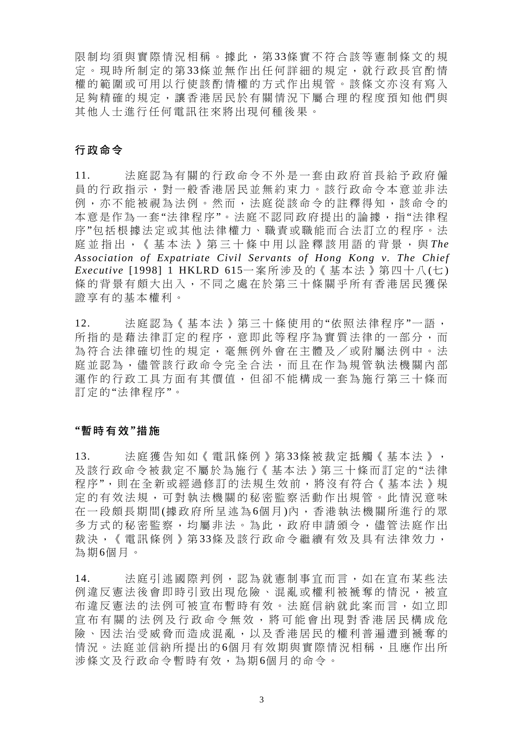限制均須與實際情況相稱。據此，第33條實不符合該等憲制條文的規定。現時所制定的第33條並無作出任何詳細的規定，就行政長官酌情權的範圍或可用以行使該酌情權的方式作出規管。該條文亦沒有寫入足夠精確的規定，讓香港居民於有關情況下屬合理的程度預知他們與其他人士進行任何電訊往來將出現何種後果。

## 行政命令

11. 法庭認為有關的行政命令不外是一套由政府首長給予政府僱員的行政指示，對一般香港居民並無約束力。該行政命令本意並非法例，亦不能被視為法例。然而，法庭從該命令的註釋得知，該命令的本意是作為一套“法律程序”。法庭不認同政府提出的論據，指“法律程序”包括根據法定或其他法律權力、職責或職能而合法訂立的程序。法庭並指出，《基本法》第三十條中用以詮釋該用語的背景，與*The Association of Expatriate Civil Servants of Hong Kong v. The Chief Executive* [1998] 1 HKLRD 615一案所涉及的《基本法》第四十八(七)條的背景有頗大出入，不同之處在於第三十條關乎所有香港居民獲保證享有的基本權利。

12. 法庭認為《基本法》第三十條使用的“依照法律程序”一語，所指的是藉法律訂定的程序，意即此等程序為實質法律的一部分，而為符合法律確切性的規定，毫無例外會在主體及／或附屬法例中。法庭並認為，儘管該行政命令完全合法，而且在作為規管執法機關內部運作的行政工具方面有其價值，但卻不能構成一套為施行第三十條而訂定的“法律程序”。

## “暫時有效”措施

13. 法庭獲告知如《電訊條例》第33條被裁定抵觸《基本法》，及該行政命令被裁定不屬於為施行《基本法》第三十條而訂定的“法律程序”，則在全新或經過修訂的法規生效前，將沒有符合《基本法》規定的有效法規，可對執法機關的秘密監察活動作出規管。此情況意味在一段頗長期間(據政府所呈述為6個月)內，香港執法機關所進行的眾多方式的秘密監察，均屬非法。為此，政府申請頒令，儘管法庭作出裁決，《電訊條例》第33條及該行政命令繼續有效及具有法律效力，為期6個月。

14. 法庭引述國際判例，認為就憲制事宜而言，如在宣布某些法例違反憲法後會即時引致出現危險、混亂或權利被褫奪的情況，被宣布違反憲法的法例可被宣布暫時有效。法庭信納就此案而言，如立即宣布有關的法例及行政命令無效，將可能會出現對香港居民構成危險、因法治受威脅而造成混亂，以及香港居民的權利普遍遭到褫奪的情況。法庭並信納所提出的6個月有效期與實際情況相稱，且應作出所涉條文及行政命令暫時有效，為期6個月的命令。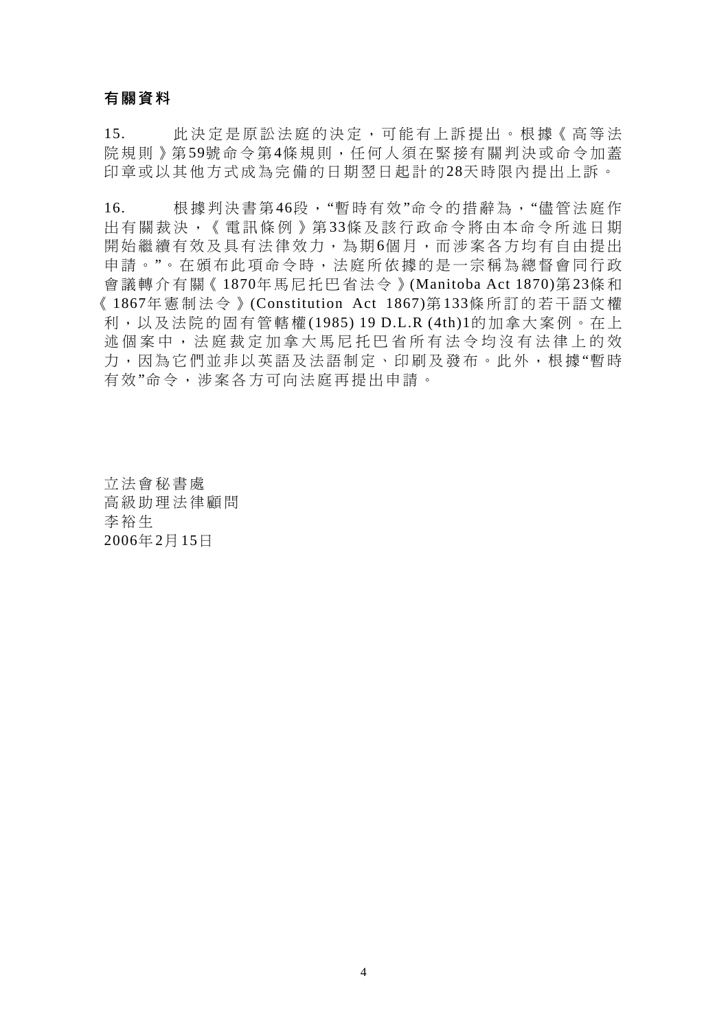**有關資料**

15. 此決定是原訟法庭的決定，可能有上訴提出。根據《高等法院規則》第59號命令第4條規則，任何人須在緊接有關判決或命令加蓋印章或以其他方式成為完備的日期翌日起計的28天時限內提出上訴。

16. 根據判決書第46段，"暫時有效"命令的措辭為，"儘管法庭作出有關裁決，《電訊條例》第33條及該行政命令將由本命令所述日期開始繼續有效及具有法律效力，為期6個月，而涉案各方均有自由提出申請。"。在頒布此項命令時，法庭所依據的是一宗稱為總督會同行政會議轉介有關《1870年馬尼托巴省法令》(Manitoba Act 1870)第23條和《1867年憲制法令》(Constitution Act 1867)第133條所訂的若干語文權利，以及法院的固有管轄權(1985) 19 D.L.R (4th)1的加拿大案例。在上述個案中，法庭裁定加拿大馬尼托巴省所有法令均沒有法律上的效力，因為它們並非以英語及法語制定、印刷及發布。此外，根據"暫時有效"命令，涉案各方可向法庭再提出申請。

立法會秘書處
高級助理法律顧問
李裕生
2006年2月15日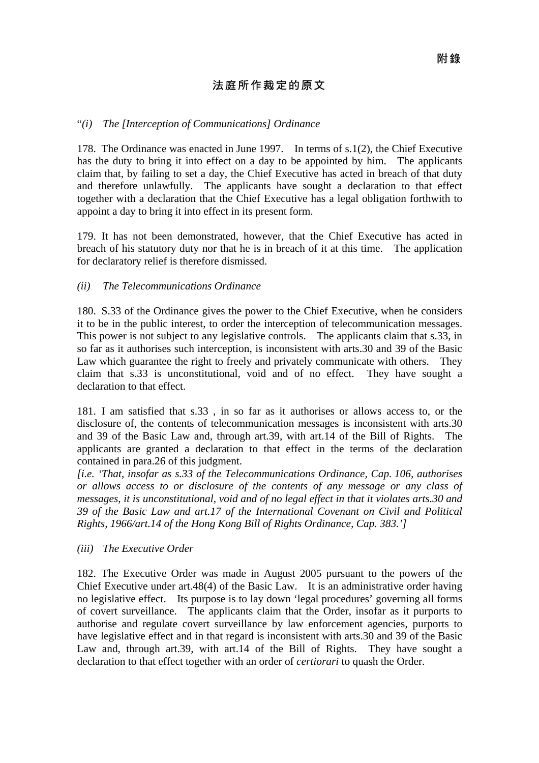**附錄**

## 法庭所作裁定的原文

"*(i) The [Interception of Communications] Ordinance*

178. The Ordinance was enacted in June 1997. In terms of s.1(2), the Chief Executive has the duty to bring it into effect on a day to be appointed by him. The applicants claim that, by failing to set a day, the Chief Executive has acted in breach of that duty and therefore unlawfully. The applicants have sought a declaration to that effect together with a declaration that the Chief Executive has a legal obligation forthwith to appoint a day to bring it into effect in its present form.

179. It has not been demonstrated, however, that the Chief Executive has acted in breach of his statutory duty nor that he is in breach of it at this time. The application for declaratory relief is therefore dismissed.

*(ii) The Telecommunications Ordinance*

180. S.33 of the Ordinance gives the power to the Chief Executive, when he considers it to be in the public interest, to order the interception of telecommunication messages. This power is not subject to any legislative controls. The applicants claim that s.33, in so far as it authorises such interception, is inconsistent with arts.30 and 39 of the Basic Law which guarantee the right to freely and privately communicate with others. They claim that s.33 is unconstitutional, void and of no effect. They have sought a declaration to that effect.

181. I am satisfied that s.33 , in so far as it authorises or allows access to, or the disclosure of, the contents of telecommunication messages is inconsistent with arts.30 and 39 of the Basic Law and, through art.39, with art.14 of the Bill of Rights. The applicants are granted a declaration to that effect in the terms of the declaration contained in para.26 of this judgment.
*[i.e. 'That, insofar as s.33 of the Telecommunications Ordinance, Cap. 106, authorises or allows access to or disclosure of the contents of any message or any class of messages, it is unconstitutional, void and of no legal effect in that it violates arts.30 and 39 of the Basic Law and art.17 of the International Covenant on Civil and Political Rights, 1966/art.14 of the Hong Kong Bill of Rights Ordinance, Cap. 383.']*

*(iii) The Executive Order*

182. The Executive Order was made in August 2005 pursuant to the powers of the Chief Executive under art.48(4) of the Basic Law. It is an administrative order having no legislative effect. Its purpose is to lay down 'legal procedures' governing all forms of covert surveillance. The applicants claim that the Order, insofar as it purports to authorise and regulate covert surveillance by law enforcement agencies, purports to have legislative effect and in that regard is inconsistent with arts.30 and 39 of the Basic Law and, through art.39, with art.14 of the Bill of Rights. They have sought a declaration to that effect together with an order of *certiorari* to quash the Order.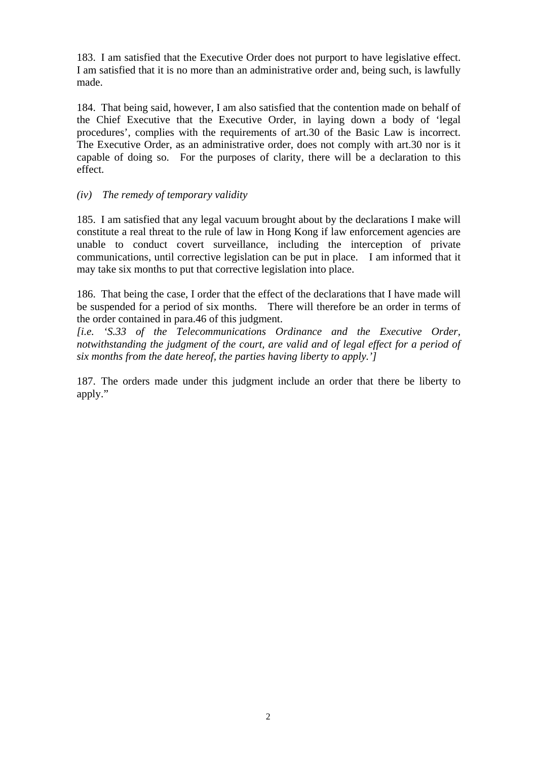183. I am satisfied that the Executive Order does not purport to have legislative effect. I am satisfied that it is no more than an administrative order and, being such, is lawfully made.

184. That being said, however, I am also satisfied that the contention made on behalf of the Chief Executive that the Executive Order, in laying down a body of 'legal procedures', complies with the requirements of art.30 of the Basic Law is incorrect. The Executive Order, as an administrative order, does not comply with art.30 nor is it capable of doing so. For the purposes of clarity, there will be a declaration to this effect.

*(iv) The remedy of temporary validity*

185. I am satisfied that any legal vacuum brought about by the declarations I make will constitute a real threat to the rule of law in Hong Kong if law enforcement agencies are unable to conduct covert surveillance, including the interception of private communications, until corrective legislation can be put in place. I am informed that it may take six months to put that corrective legislation into place.

186. That being the case, I order that the effect of the declarations that I have made will be suspended for a period of six months. There will therefore be an order in terms of the order contained in para.46 of this judgment.
*[i.e. 'S.33 of the Telecommunications Ordinance and the Executive Order, notwithstanding the judgment of the court, are valid and of legal effect for a period of six months from the date hereof, the parties having liberty to apply.']*

187. The orders made under this judgment include an order that there be liberty to apply."